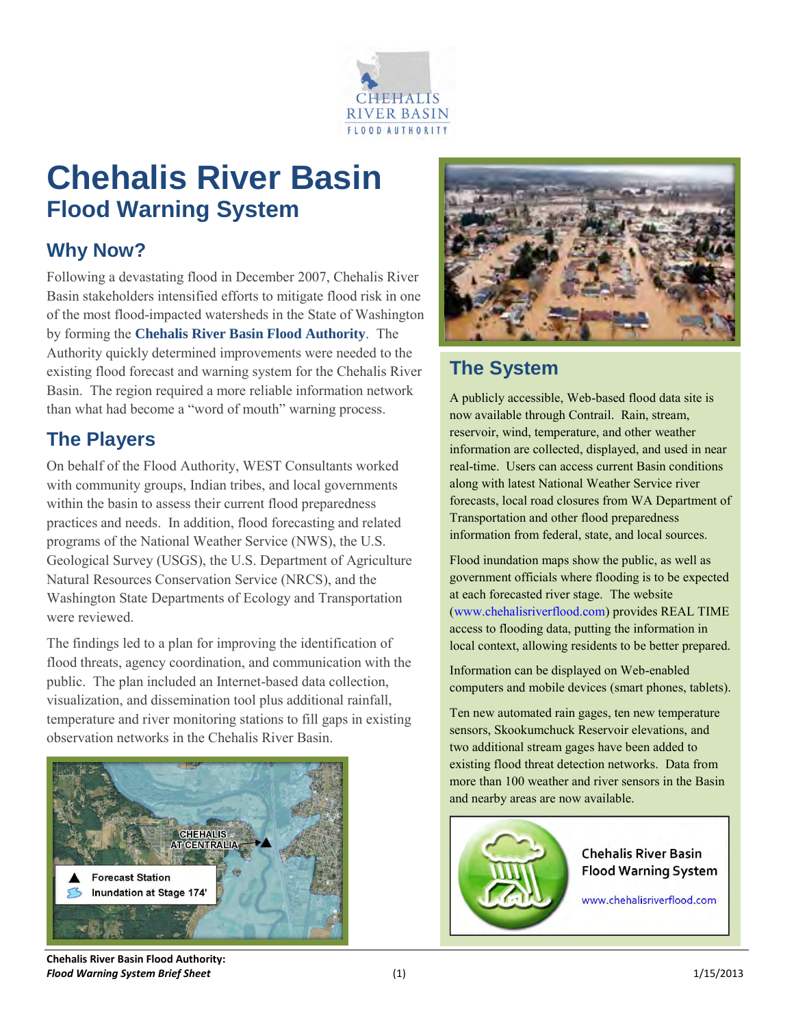# Chehalis River Basin

## Flood Warning System

### Why Now?

Following a devastating flood in December 2007, Chehalis River Basin stakeholders intensified efforts to mitigate flood risk in one of the most flood-impacted watersheds in the State of Washington by forming the **Chehalis River Basin Flood Authority**. The Authority quickly determined improvements were needed to the existing flood forecast and warning system for the Chehalis River Basin. The region required a more reliable information network than what had become a "word of mouth" warning process.

### The Players

On behalf of the Flood Authority, WEST Consultants worked with community groups, Indian tribes, and local governments within the basin to assess their current flood preparedness practices and needs. In addition, flood forecasting and related programs of the National Weather Service (NWS), the U.S. Geological Survey (USGS), the U.S. Department of Agriculture Natural Resources Conservation Service (NRCS), and the Washington State Departments of Ecology and Transportation were reviewed.

The findings led to a plan for improving the identification of flood threats, agency coordination, and communication with the public. The plan included an Internet-based data collection, visualization, and dissemination tool plus additional rainfall, temperature and river monitoring stations to fill gaps in existing observation networks in the Chehalis River Basin.

CHEHALIS AT CENTRALIA

Forecast Station

Inundation at Stage 174'

### The System

A publicly accessible, Web-based flood data site is now available through Contrail. Rain, stream, reservoir, wind, temperature, and other weather information are collected, displayed, and used in near real-time. Users can access current Basin conditions along with latest National Weather Service river forecasts, local road closures from WA Department of Transportation and other flood preparedness information from federal, state, and local sources.

Flood inundation maps show the public, as well as government officials where flooding is to be expected at each forecasted river stage. The website (www.chehalisriverflood.com) provides REAL TIME access to flooding data, putting the information in local context, allowing residents to be better prepared.

Information can be displayed on Web-enabled computers and mobile devices (smart phones, tablets).

Ten new automated rain gages, ten new temperature sensors, Skookumchuck Reservoir elevations, and two additional stream gages have been added to existing flood threat detection networks. Data from more than 100 weather and river sensors in the Basin and nearby areas are now available.

Chehalis River Basin Flood Warning System

www.chehalisriverflood.com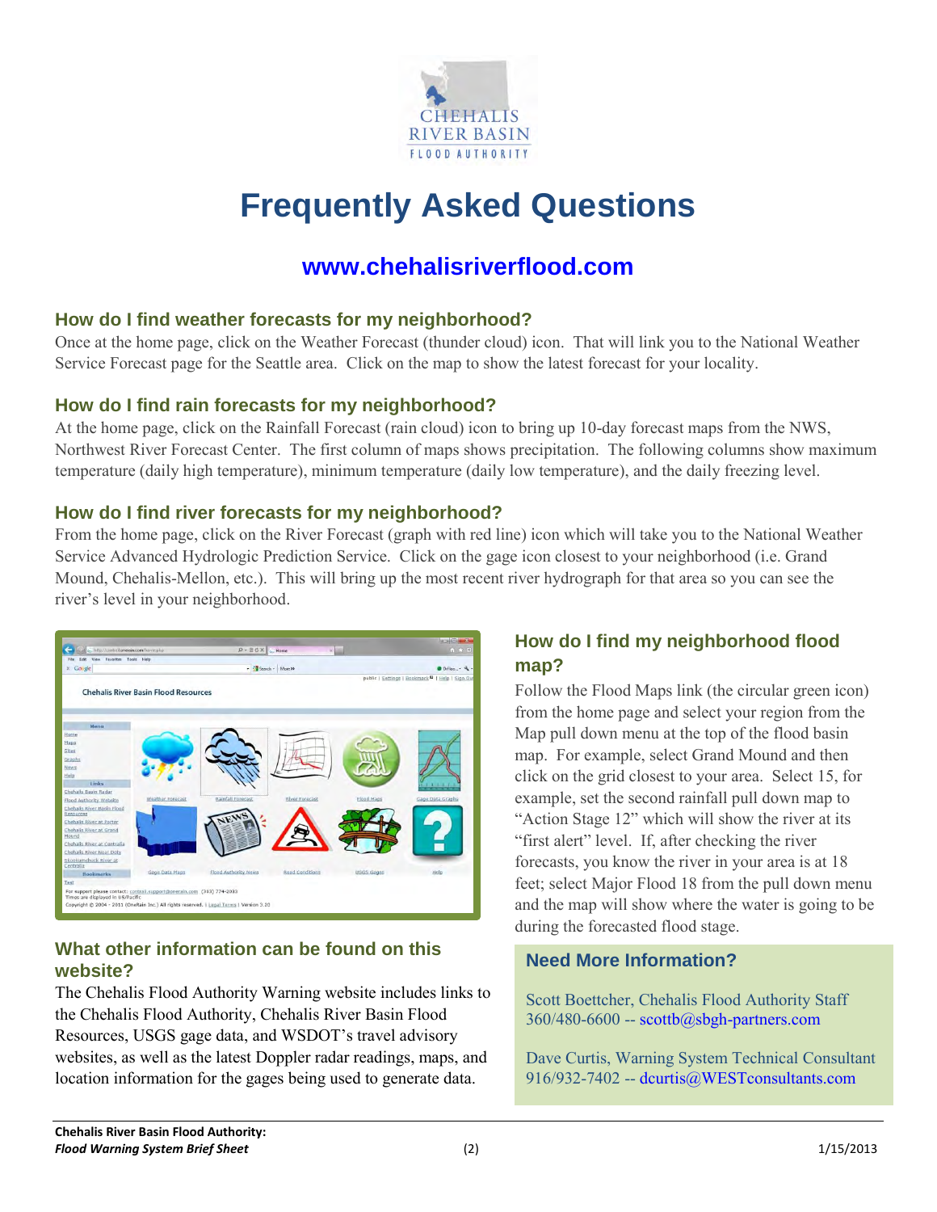# Frequently Asked Questions

## www.chehalisriverflood.com

### How do I find weather forecasts for my neighborhood?

Once at the home page, click on the Weather Forecast (thunder cloud) icon. That will link you to the National Weather Service Forecast page for the Seattle area. Click on the map to show the latest forecast for your locality.

### How do I find rain forecasts for my neighborhood?

At the home page, click on the Rainfall Forecast (rain cloud) icon to bring up 10-day forecast maps from the NWS, Northwest River Forecast Center. The first column of maps shows precipitation. The following columns show maximum temperature (daily high temperature), minimum temperature (daily low temperature), and the daily freezing level.

### How do I find river forecasts for my neighborhood?

From the home page, click on the River Forecast (graph with red line) icon which will take you to the National Weather Service Advanced Hydrologic Prediction Service. Click on the gage icon closest to your neighborhood (i.e. Grand Mound, Chehalis-Mellon, etc.). This will bring up the most recent river hydrograph for that area so you can see the river's level in your neighborhood.

### How do I find my neighborhood flood map?

Follow the Flood Maps link (the circular green icon) from the home page and select your region from the Map pull down menu at the top of the flood basin map. For example, select Grand Mound and then click on the grid closest to your area. Select 15, for example, set the second rainfall pull down map to "Action Stage 12" which will show the river at its "first alert" level. If, after checking the river forecasts, you know the river in your area is at 18 feet; select Major Flood 18 from the pull down menu and the map will show where the water is going to be during the forecasted flood stage.

### What other information can be found on this website?

The Chehalis Flood Authority Warning website includes links to the Chehalis Flood Authority, Chehalis River Basin Flood Resources, USGS gage data, and WSDOT's travel advisory websites, as well as the latest Doppler radar readings, maps, and location information for the gages being used to generate data.

### Need More Information?

Scott Boettcher, Chehalis Flood Authority Staff
360/480-6600 -- scottb@sbgh-partners.com

Dave Curtis, Warning System Technical Consultant
916/932-7402 -- dcurtis@WESTconsultants.com